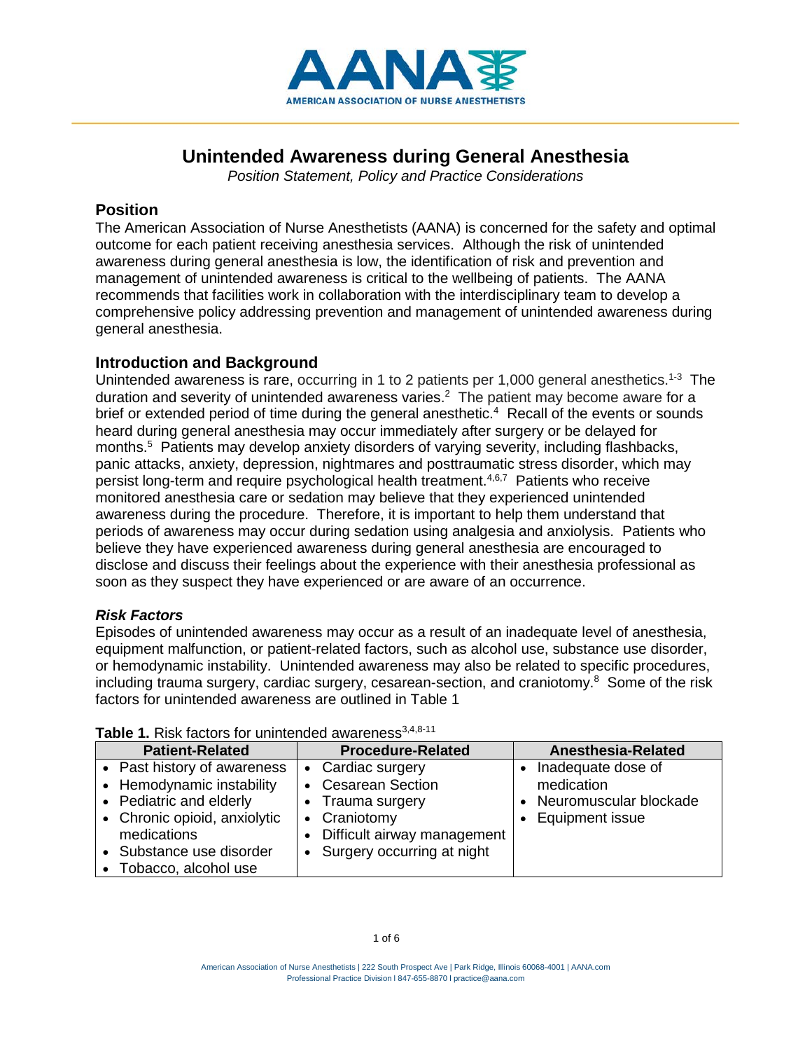# Unintended Awareness during General Anesthesia

*Position Statement, Policy and Practice Considerations*

## Position

The American Association of Nurse Anesthetists (AANA) is concerned for the safety and optimal outcome for each patient receiving anesthesia services. Although the risk of unintended awareness during general anesthesia is low, the identification of risk and prevention and management of unintended awareness is critical to the wellbeing of patients. The AANA recommends that facilities work in collaboration with the interdisciplinary team to develop a comprehensive policy addressing prevention and management of unintended awareness during general anesthesia.

## Introduction and Background

Unintended awareness is rare, occurring in 1 to 2 patients per 1,000 general anesthetics.[1-3] The duration and severity of unintended awareness varies.[2] The patient may become aware for a brief or extended period of time during the general anesthetic.[4] Recall of the events or sounds heard during general anesthesia may occur immediately after surgery or be delayed for months.[5] Patients may develop anxiety disorders of varying severity, including flashbacks, panic attacks, anxiety, depression, nightmares and posttraumatic stress disorder, which may persist long-term and require psychological health treatment.[4,6,7] Patients who receive monitored anesthesia care or sedation may believe that they experienced unintended awareness during the procedure. Therefore, it is important to help them understand that periods of awareness may occur during sedation using analgesia and anxiolysis. Patients who believe they have experienced awareness during general anesthesia are encouraged to disclose and discuss their feelings about the experience with their anesthesia professional as soon as they suspect they have experienced or are aware of an occurrence.

### *Risk Factors*

Episodes of unintended awareness may occur as a result of an inadequate level of anesthesia, equipment malfunction, or patient-related factors, such as alcohol use, substance use disorder, or hemodynamic instability. Unintended awareness may also be related to specific procedures, including trauma surgery, cardiac surgery, cesarean-section, and craniotomy.[8] Some of the risk factors for unintended awareness are outlined in Table 1

**Table 1.** Risk factors for unintended awareness[3,4,8-11]

| Patient-Related | Procedure-Related | Anesthesia-Related |
|---|---|---|
| • Past history of awareness<br>• Hemodynamic instability<br>• Pediatric and elderly<br>• Chronic opioid, anxiolytic medications<br>• Substance use disorder<br>• Tobacco, alcohol use | • Cardiac surgery<br>• Cesarean Section<br>• Trauma surgery<br>• Craniotomy<br>• Difficult airway management<br>• Surgery occurring at night | • Inadequate dose of medication<br>• Neuromuscular blockade<br>• Equipment issue |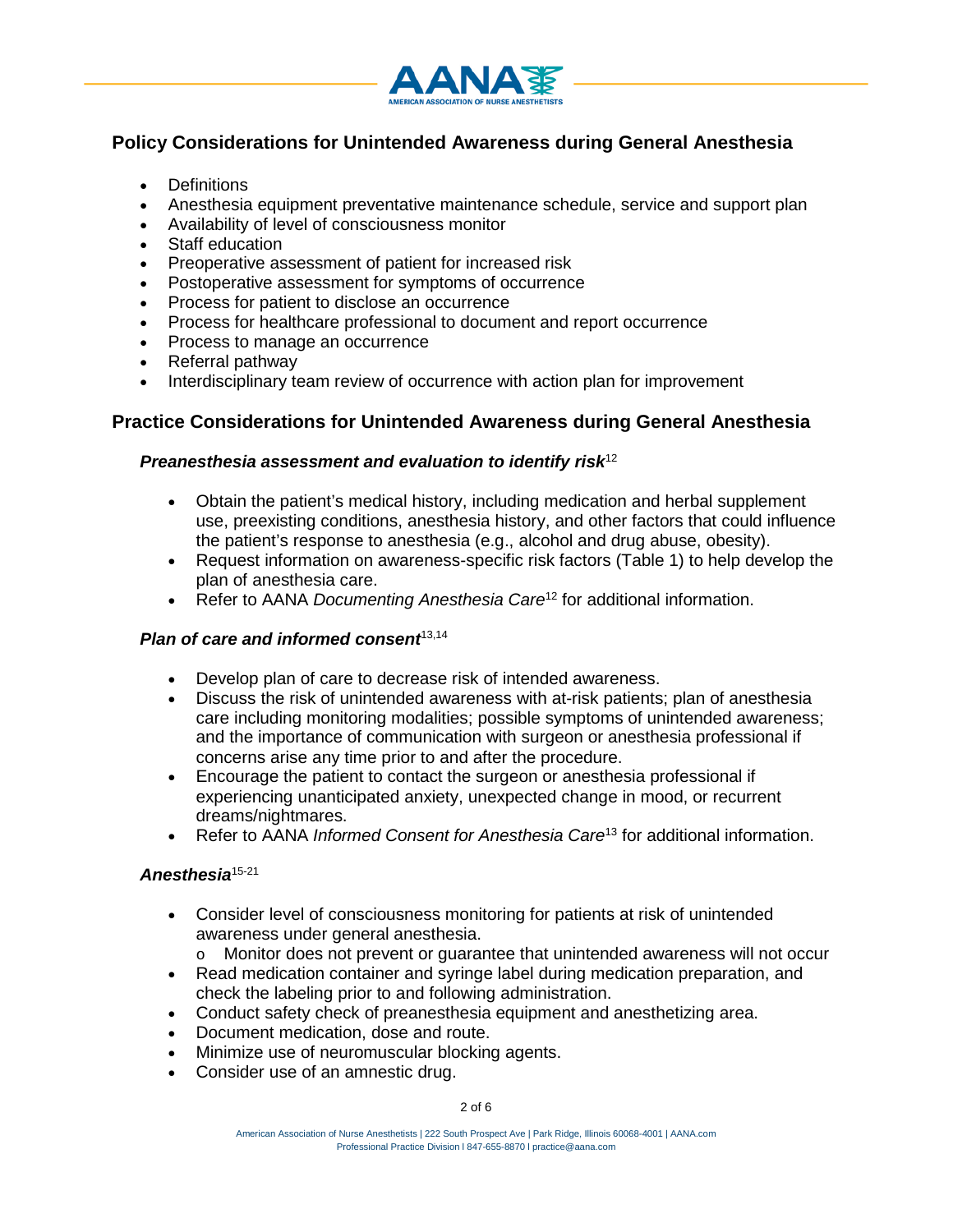## Policy Considerations for Unintended Awareness during General Anesthesia

- Definitions
- Anesthesia equipment preventative maintenance schedule, service and support plan
- Availability of level of consciousness monitor
- Staff education
- Preoperative assessment of patient for increased risk
- Postoperative assessment for symptoms of occurrence
- Process for patient to disclose an occurrence
- Process for healthcare professional to document and report occurrence
- Process to manage an occurrence
- Referral pathway
- Interdisciplinary team review of occurrence with action plan for improvement

## Practice Considerations for Unintended Awareness during General Anesthesia

### *Preanesthesia assessment and evaluation to identify risk*[12]

- Obtain the patient's medical history, including medication and herbal supplement use, preexisting conditions, anesthesia history, and other factors that could influence the patient's response to anesthesia (e.g., alcohol and drug abuse, obesity).
- Request information on awareness-specific risk factors (Table 1) to help develop the plan of anesthesia care.
- Refer to AANA *Documenting Anesthesia Care*[12] for additional information.

### *Plan of care and informed consent*[13,14]

- Develop plan of care to decrease risk of intended awareness.
- Discuss the risk of unintended awareness with at-risk patients; plan of anesthesia care including monitoring modalities; possible symptoms of unintended awareness; and the importance of communication with surgeon or anesthesia professional if concerns arise any time prior to and after the procedure.
- Encourage the patient to contact the surgeon or anesthesia professional if experiencing unanticipated anxiety, unexpected change in mood, or recurrent dreams/nightmares.
- Refer to AANA *Informed Consent for Anesthesia Care*[13] for additional information.

### *Anesthesia*[15-21]

- Consider level of consciousness monitoring for patients at risk of unintended awareness under general anesthesia.
  - Monitor does not prevent or guarantee that unintended awareness will not occur
- Read medication container and syringe label during medication preparation, and check the labeling prior to and following administration.
- Conduct safety check of preanesthesia equipment and anesthetizing area.
- Document medication, dose and route.
- Minimize use of neuromuscular blocking agents.
- Consider use of an amnestic drug.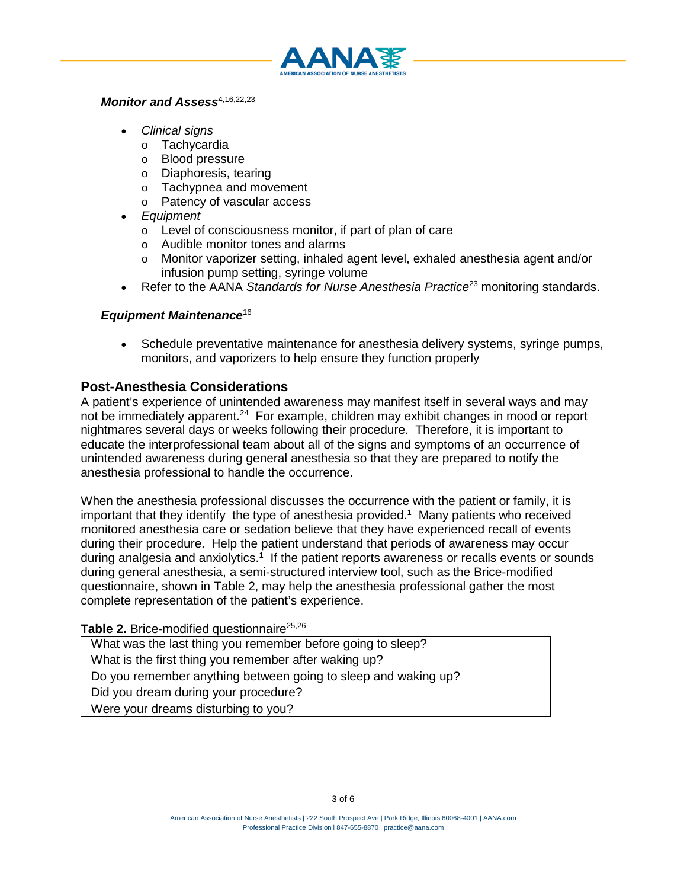### *Monitor and Assess*[4,16,22,23]

- *Clinical signs*
  - Tachycardia
  - Blood pressure
  - Diaphoresis, tearing
  - Tachypnea and movement
  - Patency of vascular access
- *Equipment*
  - Level of consciousness monitor, if part of plan of care
  - Audible monitor tones and alarms
  - Monitor vaporizer setting, inhaled agent level, exhaled anesthesia agent and/or infusion pump setting, syringe volume
- Refer to the AANA *Standards for Nurse Anesthesia Practice*[23] monitoring standards.

### *Equipment Maintenance*[16]

- Schedule preventative maintenance for anesthesia delivery systems, syringe pumps, monitors, and vaporizers to help ensure they function properly

## Post-Anesthesia Considerations

A patient's experience of unintended awareness may manifest itself in several ways and may not be immediately apparent.[24] For example, children may exhibit changes in mood or report nightmares several days or weeks following their procedure. Therefore, it is important to educate the interprofessional team about all of the signs and symptoms of an occurrence of unintended awareness during general anesthesia so that they are prepared to notify the anesthesia professional to handle the occurrence.

When the anesthesia professional discusses the occurrence with the patient or family, it is important that they identify the type of anesthesia provided.[1] Many patients who received monitored anesthesia care or sedation believe that they have experienced recall of events during their procedure. Help the patient understand that periods of awareness may occur during analgesia and anxiolytics.[1] If the patient reports awareness or recalls events or sounds during general anesthesia, a semi-structured interview tool, such as the Brice-modified questionnaire, shown in Table 2, may help the anesthesia professional gather the most complete representation of the patient's experience.

**Table 2.** Brice-modified questionnaire[25,26]

| Brice-modified questionnaire |
| --- |
| What was the last thing you remember before going to sleep? |
| What is the first thing you remember after waking up? |
| Do you remember anything between going to sleep and waking up? |
| Did you dream during your procedure? |
| Were your dreams disturbing to you? |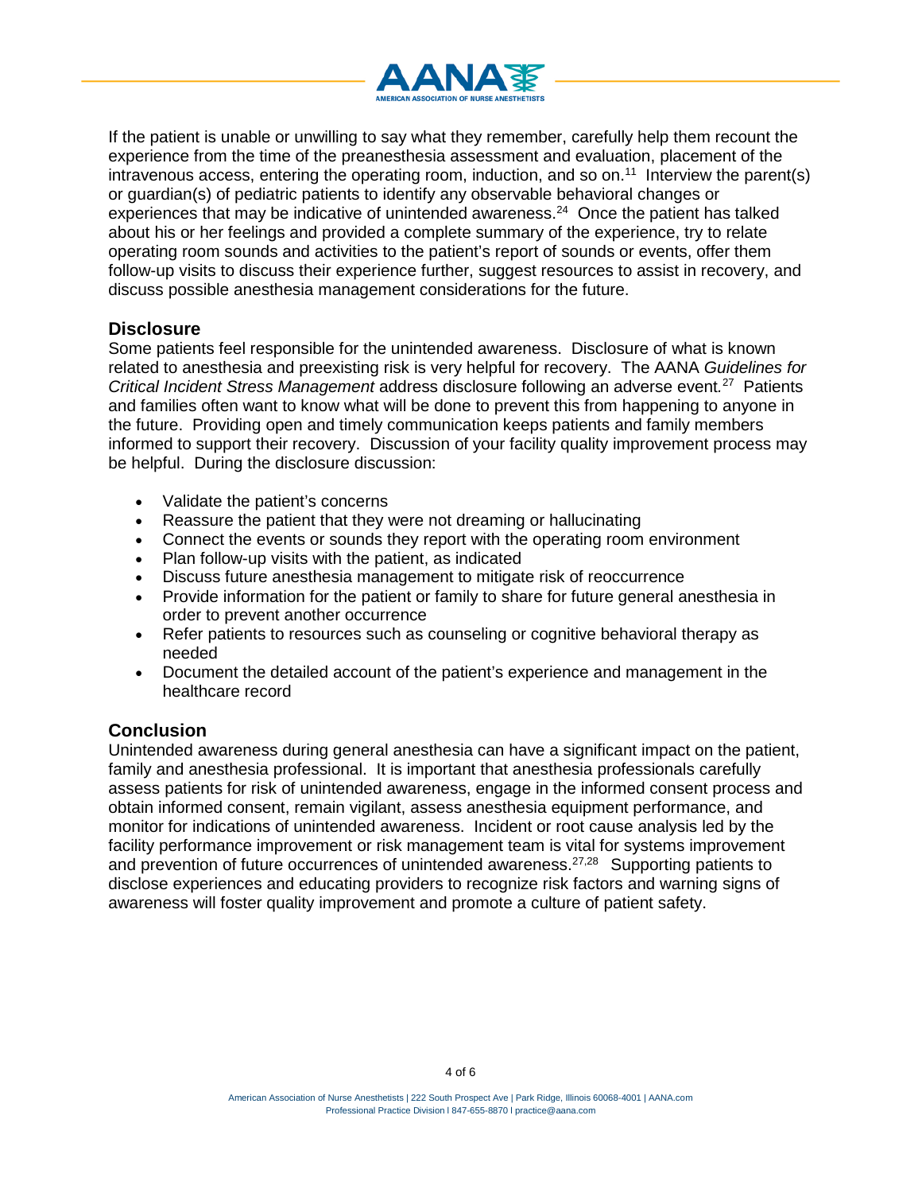If the patient is unable or unwilling to say what they remember, carefully help them recount the experience from the time of the preanesthesia assessment and evaluation, placement of the intravenous access, entering the operating room, induction, and so on.[11] Interview the parent(s) or guardian(s) of pediatric patients to identify any observable behavioral changes or experiences that may be indicative of unintended awareness.[24] Once the patient has talked about his or her feelings and provided a complete summary of the experience, try to relate operating room sounds and activities to the patient's report of sounds or events, offer them follow-up visits to discuss their experience further, suggest resources to assist in recovery, and discuss possible anesthesia management considerations for the future.

## Disclosure

Some patients feel responsible for the unintended awareness. Disclosure of what is known related to anesthesia and preexisting risk is very helpful for recovery. The AANA *Guidelines for Critical Incident Stress Management* address disclosure following an adverse event.[27] Patients and families often want to know what will be done to prevent this from happening to anyone in the future. Providing open and timely communication keeps patients and family members informed to support their recovery. Discussion of your facility quality improvement process may be helpful. During the disclosure discussion:

- Validate the patient's concerns
- Reassure the patient that they were not dreaming or hallucinating
- Connect the events or sounds they report with the operating room environment
- Plan follow-up visits with the patient, as indicated
- Discuss future anesthesia management to mitigate risk of reoccurrence
- Provide information for the patient or family to share for future general anesthesia in order to prevent another occurrence
- Refer patients to resources such as counseling or cognitive behavioral therapy as needed
- Document the detailed account of the patient's experience and management in the healthcare record

## Conclusion

Unintended awareness during general anesthesia can have a significant impact on the patient, family and anesthesia professional. It is important that anesthesia professionals carefully assess patients for risk of unintended awareness, engage in the informed consent process and obtain informed consent, remain vigilant, assess anesthesia equipment performance, and monitor for indications of unintended awareness. Incident or root cause analysis led by the facility performance improvement or risk management team is vital for systems improvement and prevention of future occurrences of unintended awareness.[27,28] Supporting patients to disclose experiences and educating providers to recognize risk factors and warning signs of awareness will foster quality improvement and promote a culture of patient safety.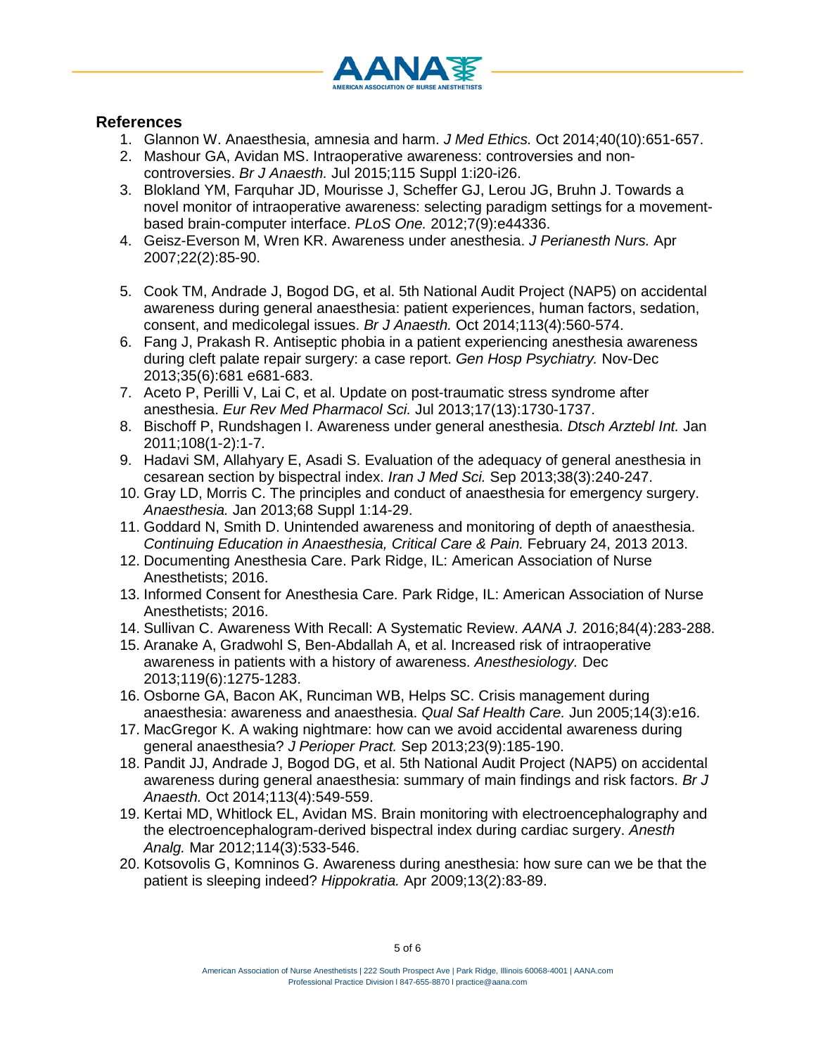## References

1. Glannon W. Anaesthesia, amnesia and harm. *J Med Ethics.* Oct 2014;40(10):651-657.
2. Mashour GA, Avidan MS. Intraoperative awareness: controversies and non-controversies. *Br J Anaesth.* Jul 2015;115 Suppl 1:i20-i26.
3. Blokland YM, Farquhar JD, Mourisse J, Scheffer GJ, Lerou JG, Bruhn J. Towards a novel monitor of intraoperative awareness: selecting paradigm settings for a movement-based brain-computer interface. *PLoS One.* 2012;7(9):e44336.
4. Geisz-Everson M, Wren KR. Awareness under anesthesia. *J Perianesth Nurs.* Apr 2007;22(2):85-90.
5. Cook TM, Andrade J, Bogod DG, et al. 5th National Audit Project (NAP5) on accidental awareness during general anaesthesia: patient experiences, human factors, sedation, consent, and medicolegal issues. *Br J Anaesth.* Oct 2014;113(4):560-574.
6. Fang J, Prakash R. Antiseptic phobia in a patient experiencing anesthesia awareness during cleft palate repair surgery: a case report. *Gen Hosp Psychiatry.* Nov-Dec 2013;35(6):681 e681-683.
7. Aceto P, Perilli V, Lai C, et al. Update on post-traumatic stress syndrome after anesthesia. *Eur Rev Med Pharmacol Sci.* Jul 2013;17(13):1730-1737.
8. Bischoff P, Rundshagen I. Awareness under general anesthesia. *Dtsch Arztebl Int.* Jan 2011;108(1-2):1-7.
9. Hadavi SM, Allahyary E, Asadi S. Evaluation of the adequacy of general anesthesia in cesarean section by bispectral index. *Iran J Med Sci.* Sep 2013;38(3):240-247.
10. Gray LD, Morris C. The principles and conduct of anaesthesia for emergency surgery. *Anaesthesia.* Jan 2013;68 Suppl 1:14-29.
11. Goddard N, Smith D. Unintended awareness and monitoring of depth of anaesthesia. *Continuing Education in Anaesthesia, Critical Care & Pain.* February 24, 2013 2013.
12. Documenting Anesthesia Care. Park Ridge, IL: American Association of Nurse Anesthetists; 2016.
13. Informed Consent for Anesthesia Care. Park Ridge, IL: American Association of Nurse Anesthetists; 2016.
14. Sullivan C. Awareness With Recall: A Systematic Review. *AANA J.* 2016;84(4):283-288.
15. Aranake A, Gradwohl S, Ben-Abdallah A, et al. Increased risk of intraoperative awareness in patients with a history of awareness. *Anesthesiology.* Dec 2013;119(6):1275-1283.
16. Osborne GA, Bacon AK, Runciman WB, Helps SC. Crisis management during anaesthesia: awareness and anaesthesia. *Qual Saf Health Care.* Jun 2005;14(3):e16.
17. MacGregor K. A waking nightmare: how can we avoid accidental awareness during general anaesthesia? *J Perioper Pract.* Sep 2013;23(9):185-190.
18. Pandit JJ, Andrade J, Bogod DG, et al. 5th National Audit Project (NAP5) on accidental awareness during general anaesthesia: summary of main findings and risk factors. *Br J Anaesth.* Oct 2014;113(4):549-559.
19. Kertai MD, Whitlock EL, Avidan MS. Brain monitoring with electroencephalography and the electroencephalogram-derived bispectral index during cardiac surgery. *Anesth Analg.* Mar 2012;114(3):533-546.
20. Kotsovolis G, Komninos G. Awareness during anesthesia: how sure can we be that the patient is sleeping indeed? *Hippokratia.* Apr 2009;13(2):83-89.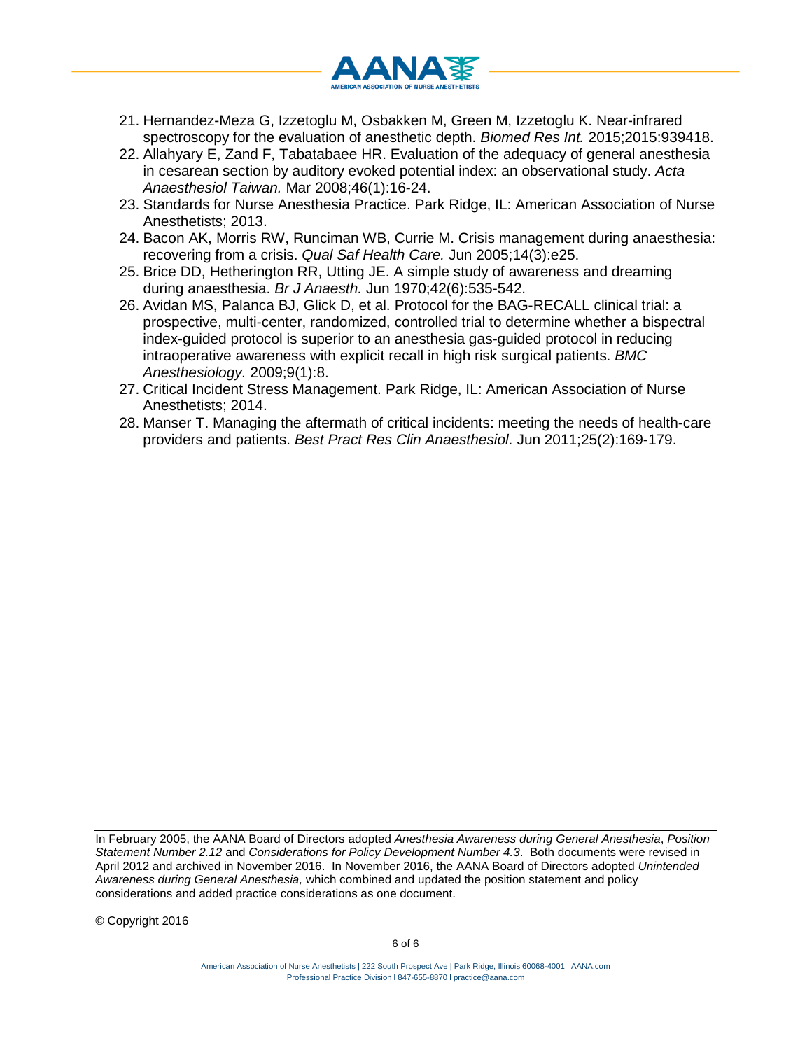21. Hernandez-Meza G, Izzetoglu M, Osbakken M, Green M, Izzetoglu K. Near-infrared spectroscopy for the evaluation of anesthetic depth. *Biomed Res Int.* 2015;2015:939418.
22. Allahyary E, Zand F, Tabatabaee HR. Evaluation of the adequacy of general anesthesia in cesarean section by auditory evoked potential index: an observational study. *Acta Anaesthesiol Taiwan.* Mar 2008;46(1):16-24.
23. Standards for Nurse Anesthesia Practice. Park Ridge, IL: American Association of Nurse Anesthetists; 2013.
24. Bacon AK, Morris RW, Runciman WB, Currie M. Crisis management during anaesthesia: recovering from a crisis. *Qual Saf Health Care.* Jun 2005;14(3):e25.
25. Brice DD, Hetherington RR, Utting JE. A simple study of awareness and dreaming during anaesthesia. *Br J Anaesth.* Jun 1970;42(6):535-542.
26. Avidan MS, Palanca BJ, Glick D, et al. Protocol for the BAG-RECALL clinical trial: a prospective, multi-center, randomized, controlled trial to determine whether a bispectral index-guided protocol is superior to an anesthesia gas-guided protocol in reducing intraoperative awareness with explicit recall in high risk surgical patients. *BMC Anesthesiology.* 2009;9(1):8.
27. Critical Incident Stress Management. Park Ridge, IL: American Association of Nurse Anesthetists; 2014.
28. Manser T. Managing the aftermath of critical incidents: meeting the needs of health-care providers and patients. *Best Pract Res Clin Anaesthesiol*. Jun 2011;25(2):169-179.

---

In February 2005, the AANA Board of Directors adopted *Anesthesia Awareness during General Anesthesia*, *Position Statement Number 2.12* and *Considerations for Policy Development Number 4.3*. Both documents were revised in April 2012 and archived in November 2016. In November 2016, the AANA Board of Directors adopted *Unintended Awareness during General Anesthesia,* which combined and updated the position statement and policy considerations and added practice considerations as one document.

© Copyright 2016